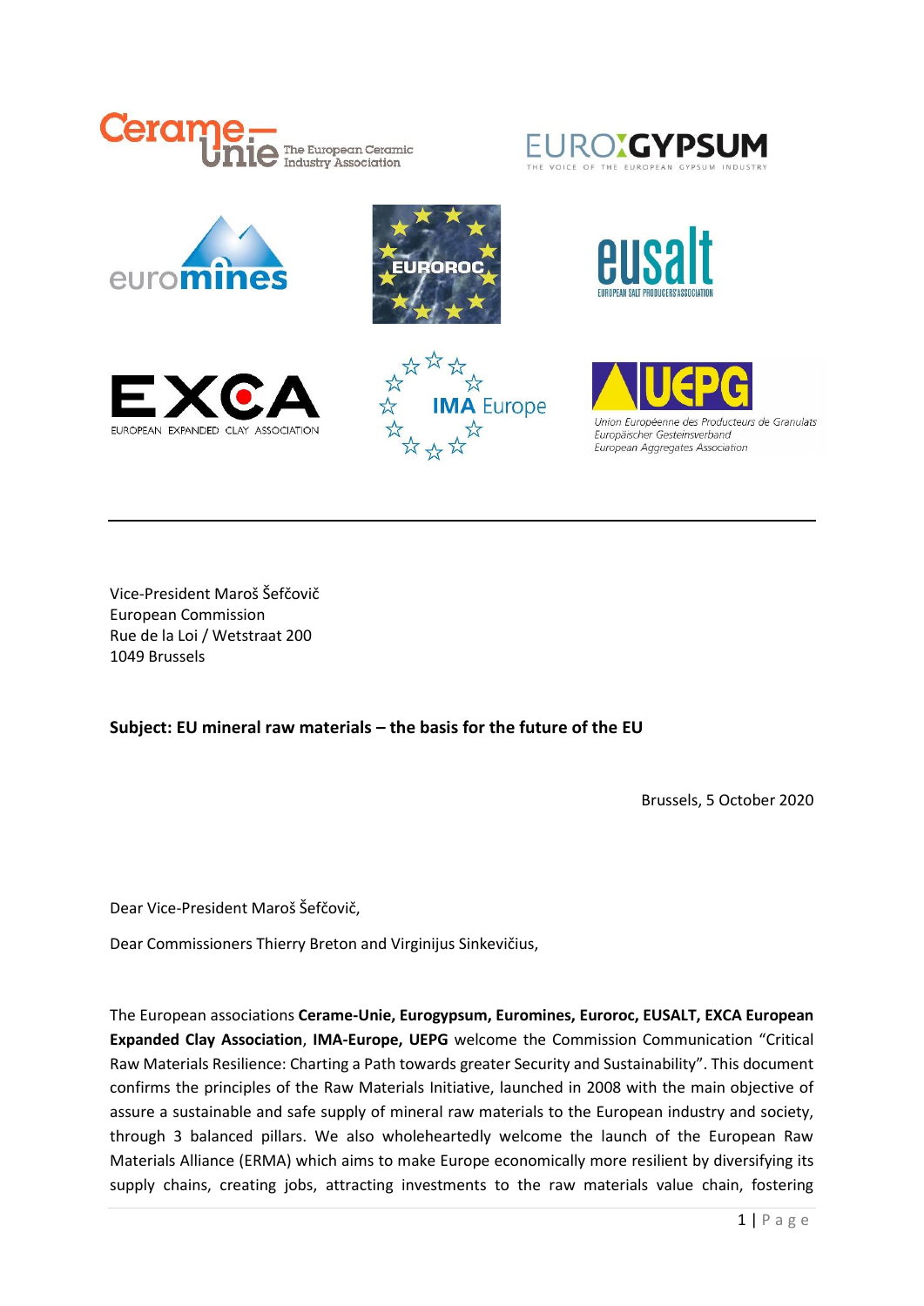Vice-President Maroš Šefčovič
European Commission
Rue de la Loi / Wetstraat 200
1049 Brussels

**Subject: EU mineral raw materials – the basis for the future of the EU**

Brussels, 5 October 2020

Dear Vice-President Maroš Šefčovič,

Dear Commissioners Thierry Breton and Virginijus Sinkevičius,

The European associations **Cerame-Unie, Eurogypsum, Euromines, Euroroc, EUSALT, EXCA European Expanded Clay Association**, **IMA-Europe, UEPG** welcome the Commission Communication "Critical Raw Materials Resilience: Charting a Path towards greater Security and Sustainability". This document confirms the principles of the Raw Materials Initiative, launched in 2008 with the main objective of assure a sustainable and safe supply of mineral raw materials to the European industry and society, through 3 balanced pillars. We also wholeheartedly welcome the launch of the European Raw Materials Alliance (ERMA) which aims to make Europe economically more resilient by diversifying its supply chains, creating jobs, attracting investments to the raw materials value chain, fostering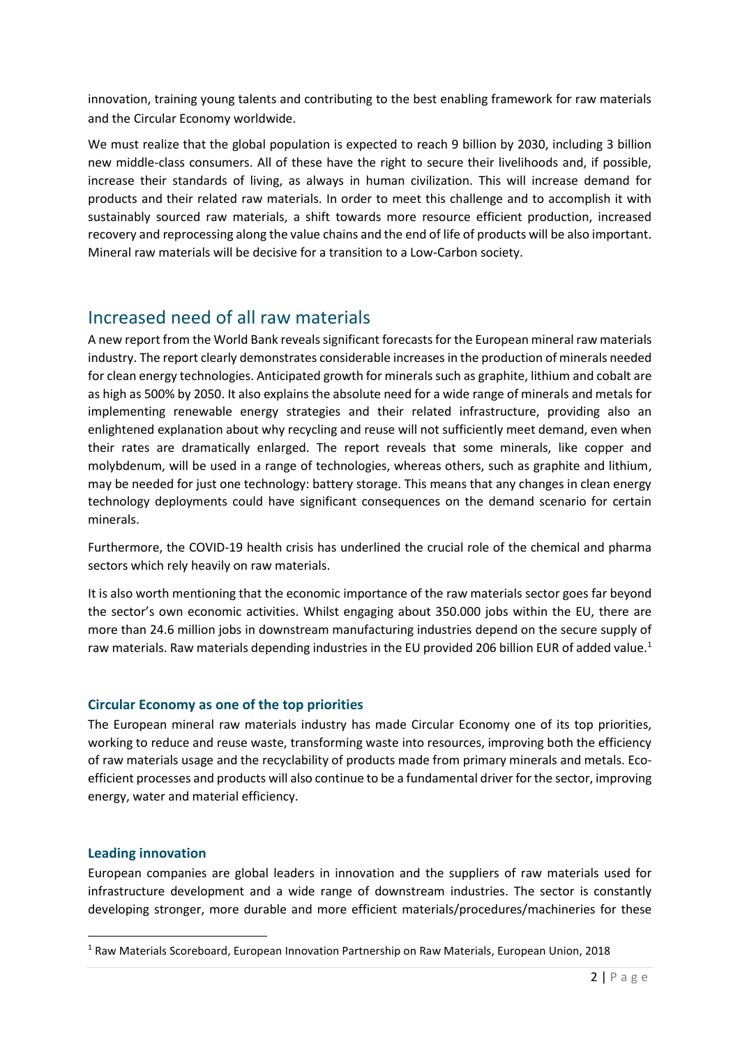innovation, training young talents and contributing to the best enabling framework for raw materials and the Circular Economy worldwide.

We must realize that the global population is expected to reach 9 billion by 2030, including 3 billion new middle-class consumers. All of these have the right to secure their livelihoods and, if possible, increase their standards of living, as always in human civilization. This will increase demand for products and their related raw materials. In order to meet this challenge and to accomplish it with sustainably sourced raw materials, a shift towards more resource efficient production, increased recovery and reprocessing along the value chains and the end of life of products will be also important. Mineral raw materials will be decisive for a transition to a Low-Carbon society.

## Increased need of all raw materials

A new report from the World Bank reveals significant forecasts for the European mineral raw materials industry. The report clearly demonstrates considerable increases in the production of minerals needed for clean energy technologies. Anticipated growth for minerals such as graphite, lithium and cobalt are as high as 500% by 2050. It also explains the absolute need for a wide range of minerals and metals for implementing renewable energy strategies and their related infrastructure, providing also an enlightened explanation about why recycling and reuse will not sufficiently meet demand, even when their rates are dramatically enlarged. The report reveals that some minerals, like copper and molybdenum, will be used in a range of technologies, whereas others, such as graphite and lithium, may be needed for just one technology: battery storage. This means that any changes in clean energy technology deployments could have significant consequences on the demand scenario for certain minerals.

Furthermore, the COVID-19 health crisis has underlined the crucial role of the chemical and pharma sectors which rely heavily on raw materials.

It is also worth mentioning that the economic importance of the raw materials sector goes far beyond the sector's own economic activities. Whilst engaging about 350.000 jobs within the EU, there are more than 24.6 million jobs in downstream manufacturing industries depend on the secure supply of raw materials. Raw materials depending industries in the EU provided 206 billion EUR of added value.[1]

### Circular Economy as one of the top priorities

The European mineral raw materials industry has made Circular Economy one of its top priorities, working to reduce and reuse waste, transforming waste into resources, improving both the efficiency of raw materials usage and the recyclability of products made from primary minerals and metals. Eco-efficient processes and products will also continue to be a fundamental driver for the sector, improving energy, water and material efficiency.

### Leading innovation

European companies are global leaders in innovation and the suppliers of raw materials used for infrastructure development and a wide range of downstream industries. The sector is constantly developing stronger, more durable and more efficient materials/procedures/machineries for these

[1] Raw Materials Scoreboard, European Innovation Partnership on Raw Materials, European Union, 2018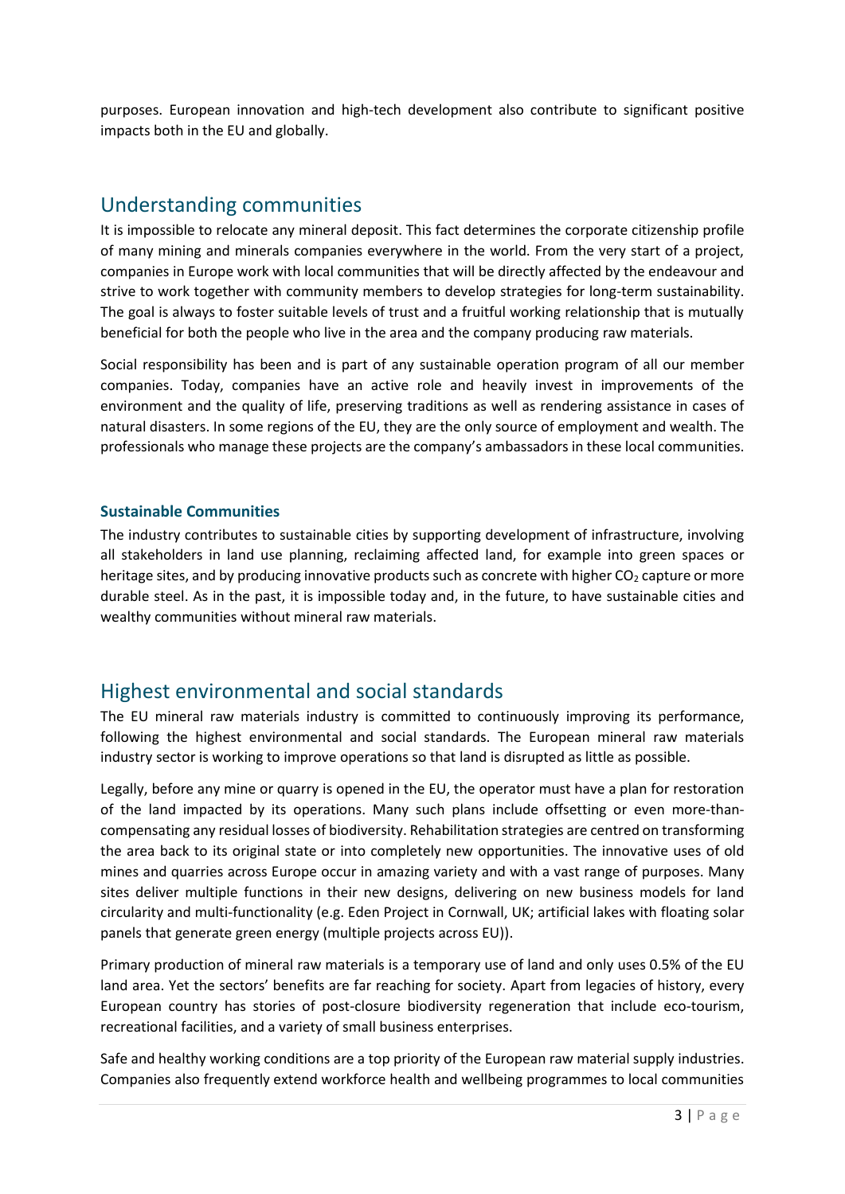purposes. European innovation and high-tech development also contribute to significant positive impacts both in the EU and globally.

## Understanding communities

It is impossible to relocate any mineral deposit. This fact determines the corporate citizenship profile of many mining and minerals companies everywhere in the world. From the very start of a project, companies in Europe work with local communities that will be directly affected by the endeavour and strive to work together with community members to develop strategies for long-term sustainability. The goal is always to foster suitable levels of trust and a fruitful working relationship that is mutually beneficial for both the people who live in the area and the company producing raw materials.

Social responsibility has been and is part of any sustainable operation program of all our member companies. Today, companies have an active role and heavily invest in improvements of the environment and the quality of life, preserving traditions as well as rendering assistance in cases of natural disasters. In some regions of the EU, they are the only source of employment and wealth. The professionals who manage these projects are the company's ambassadors in these local communities.

### Sustainable Communities

The industry contributes to sustainable cities by supporting development of infrastructure, involving all stakeholders in land use planning, reclaiming affected land, for example into green spaces or heritage sites, and by producing innovative products such as concrete with higher $CO_2$ capture or more durable steel. As in the past, it is impossible today and, in the future, to have sustainable cities and wealthy communities without mineral raw materials.

## Highest environmental and social standards

The EU mineral raw materials industry is committed to continuously improving its performance, following the highest environmental and social standards. The European mineral raw materials industry sector is working to improve operations so that land is disrupted as little as possible.

Legally, before any mine or quarry is opened in the EU, the operator must have a plan for restoration of the land impacted by its operations. Many such plans include offsetting or even more-than-compensating any residual losses of biodiversity. Rehabilitation strategies are centred on transforming the area back to its original state or into completely new opportunities. The innovative uses of old mines and quarries across Europe occur in amazing variety and with a vast range of purposes. Many sites deliver multiple functions in their new designs, delivering on new business models for land circularity and multi-functionality (e.g. Eden Project in Cornwall, UK; artificial lakes with floating solar panels that generate green energy (multiple projects across EU)).

Primary production of mineral raw materials is a temporary use of land and only uses 0.5% of the EU land area. Yet the sectors' benefits are far reaching for society. Apart from legacies of history, every European country has stories of post-closure biodiversity regeneration that include eco-tourism, recreational facilities, and a variety of small business enterprises.

Safe and healthy working conditions are a top priority of the European raw material supply industries. Companies also frequently extend workforce health and wellbeing programmes to local communities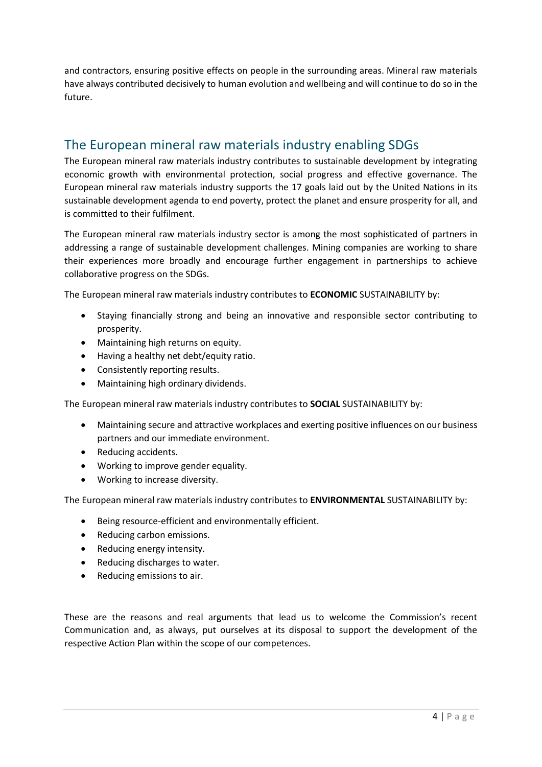and contractors, ensuring positive effects on people in the surrounding areas. Mineral raw materials have always contributed decisively to human evolution and wellbeing and will continue to do so in the future.

## The European mineral raw materials industry enabling SDGs

The European mineral raw materials industry contributes to sustainable development by integrating economic growth with environmental protection, social progress and effective governance. The European mineral raw materials industry supports the 17 goals laid out by the United Nations in its sustainable development agenda to end poverty, protect the planet and ensure prosperity for all, and is committed to their fulfilment.

The European mineral raw materials industry sector is among the most sophisticated of partners in addressing a range of sustainable development challenges. Mining companies are working to share their experiences more broadly and encourage further engagement in partnerships to achieve collaborative progress on the SDGs.

The European mineral raw materials industry contributes to **ECONOMIC** SUSTAINABILITY by:

- Staying financially strong and being an innovative and responsible sector contributing to prosperity.
- Maintaining high returns on equity.
- Having a healthy net debt/equity ratio.
- Consistently reporting results.
- Maintaining high ordinary dividends.

The European mineral raw materials industry contributes to **SOCIAL** SUSTAINABILITY by:

- Maintaining secure and attractive workplaces and exerting positive influences on our business partners and our immediate environment.
- Reducing accidents.
- Working to improve gender equality.
- Working to increase diversity.

The European mineral raw materials industry contributes to **ENVIRONMENTAL** SUSTAINABILITY by:

- Being resource-efficient and environmentally efficient.
- Reducing carbon emissions.
- Reducing energy intensity.
- Reducing discharges to water.
- Reducing emissions to air.

These are the reasons and real arguments that lead us to welcome the Commission's recent Communication and, as always, put ourselves at its disposal to support the development of the respective Action Plan within the scope of our competences.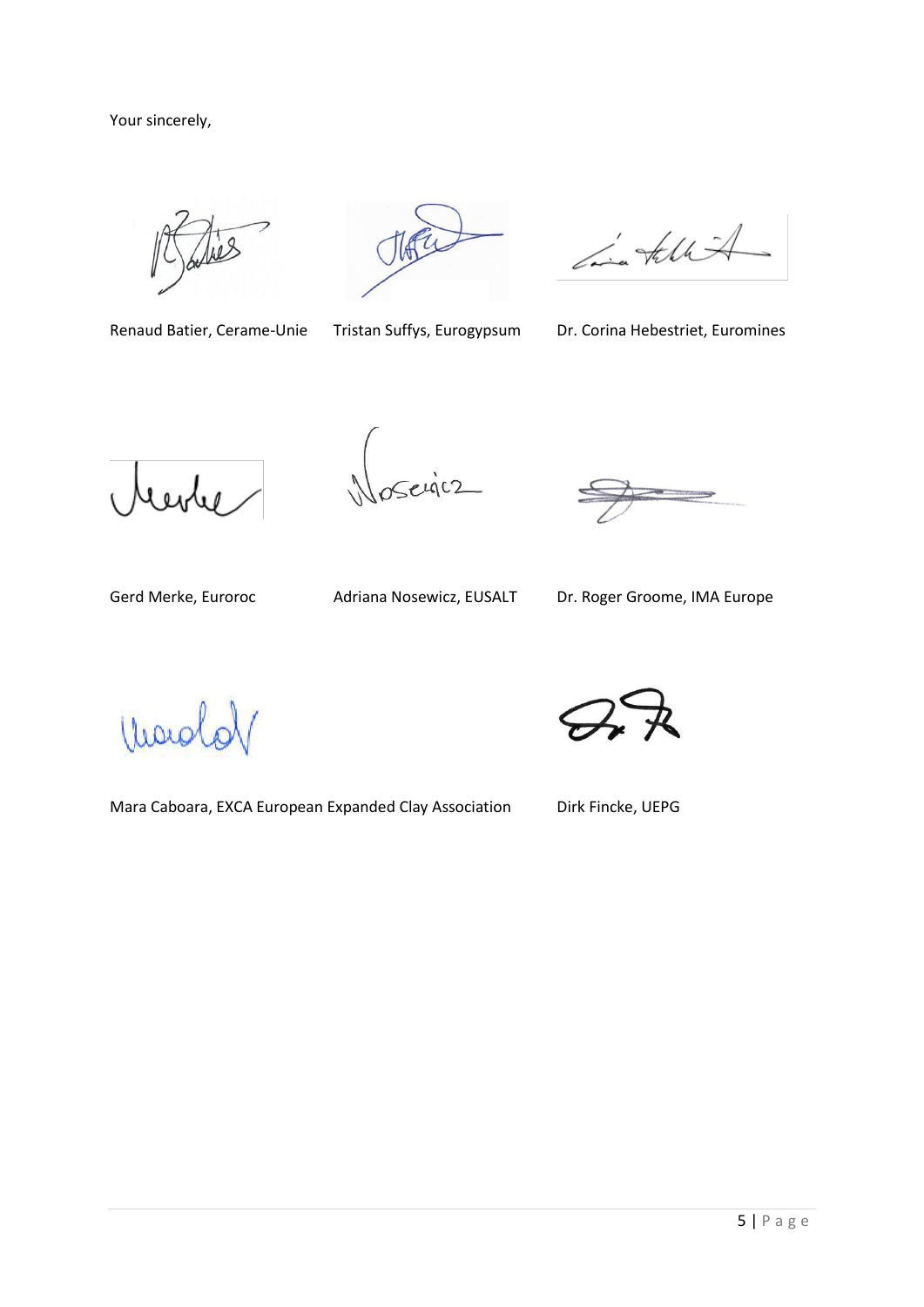Your sincerely,

Renaud Batier, Cerame-Unie

Tristan Suffys, Eurogypsum

Dr. Corina Hebestriet, Euromines

Gerd Merke, Euroroc

Adriana Nosewicz, EUSALT

Dr. Roger Groome, IMA Europe

Mara Caboara, EXCA European Expanded Clay Association

Dirk Fincke, UEPG